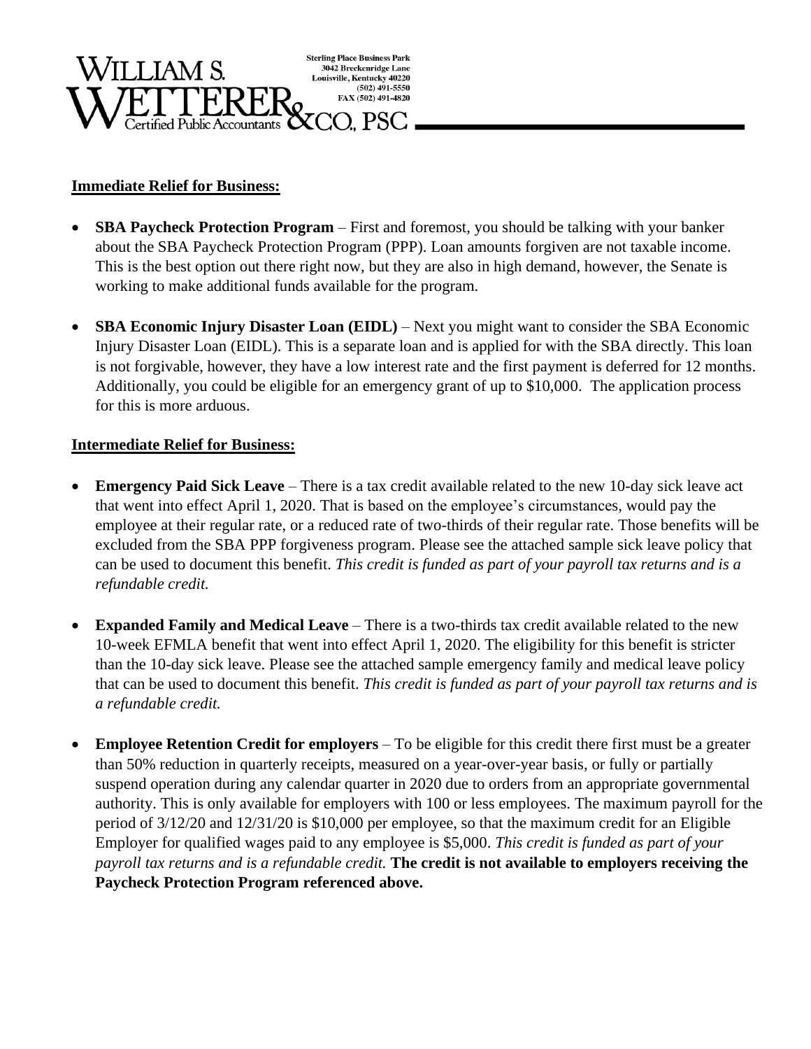**WILLIAM S. WETTERER & CO., PSC**
Certified Public Accountants

Sterling Place Business Park
3042 Breckenridge Lane
Louisville, Kentucky 40220
(502) 491-5550
FAX (502) 491-4820

**Immediate Relief for Business:**

- **SBA Paycheck Protection Program** – First and foremost, you should be talking with your banker about the SBA Paycheck Protection Program (PPP). Loan amounts forgiven are not taxable income. This is the best option out there right now, but they are also in high demand, however, the Senate is working to make additional funds available for the program.

- **SBA Economic Injury Disaster Loan (EIDL)** – Next you might want to consider the SBA Economic Injury Disaster Loan (EIDL). This is a separate loan and is applied for with the SBA directly. This loan is not forgivable, however, they have a low interest rate and the first payment is deferred for 12 months. Additionally, you could be eligible for an emergency grant of up to $10,000. The application process for this is more arduous.

**Intermediate Relief for Business:**

- **Emergency Paid Sick Leave** – There is a tax credit available related to the new 10-day sick leave act that went into effect April 1, 2020. That is based on the employee's circumstances, would pay the employee at their regular rate, or a reduced rate of two-thirds of their regular rate. Those benefits will be excluded from the SBA PPP forgiveness program. Please see the attached sample sick leave policy that can be used to document this benefit. *This credit is funded as part of your payroll tax returns and is a refundable credit.*

- **Expanded Family and Medical Leave** – There is a two-thirds tax credit available related to the new 10-week EFMLA benefit that went into effect April 1, 2020. The eligibility for this benefit is stricter than the 10-day sick leave. Please see the attached sample emergency family and medical leave policy that can be used to document this benefit. *This credit is funded as part of your payroll tax returns and is a refundable credit.*

- **Employee Retention Credit for employers** – To be eligible for this credit there first must be a greater than 50% reduction in quarterly receipts, measured on a year-over-year basis, or fully or partially suspend operation during any calendar quarter in 2020 due to orders from an appropriate governmental authority. This is only available for employers with 100 or less employees. The maximum payroll for the period of 3/12/20 and 12/31/20 is $10,000 per employee, so that the maximum credit for an Eligible Employer for qualified wages paid to any employee is $5,000. *This credit is funded as part of your payroll tax returns and is a refundable credit.* **The credit is not available to employers receiving the Paycheck Protection Program referenced above.**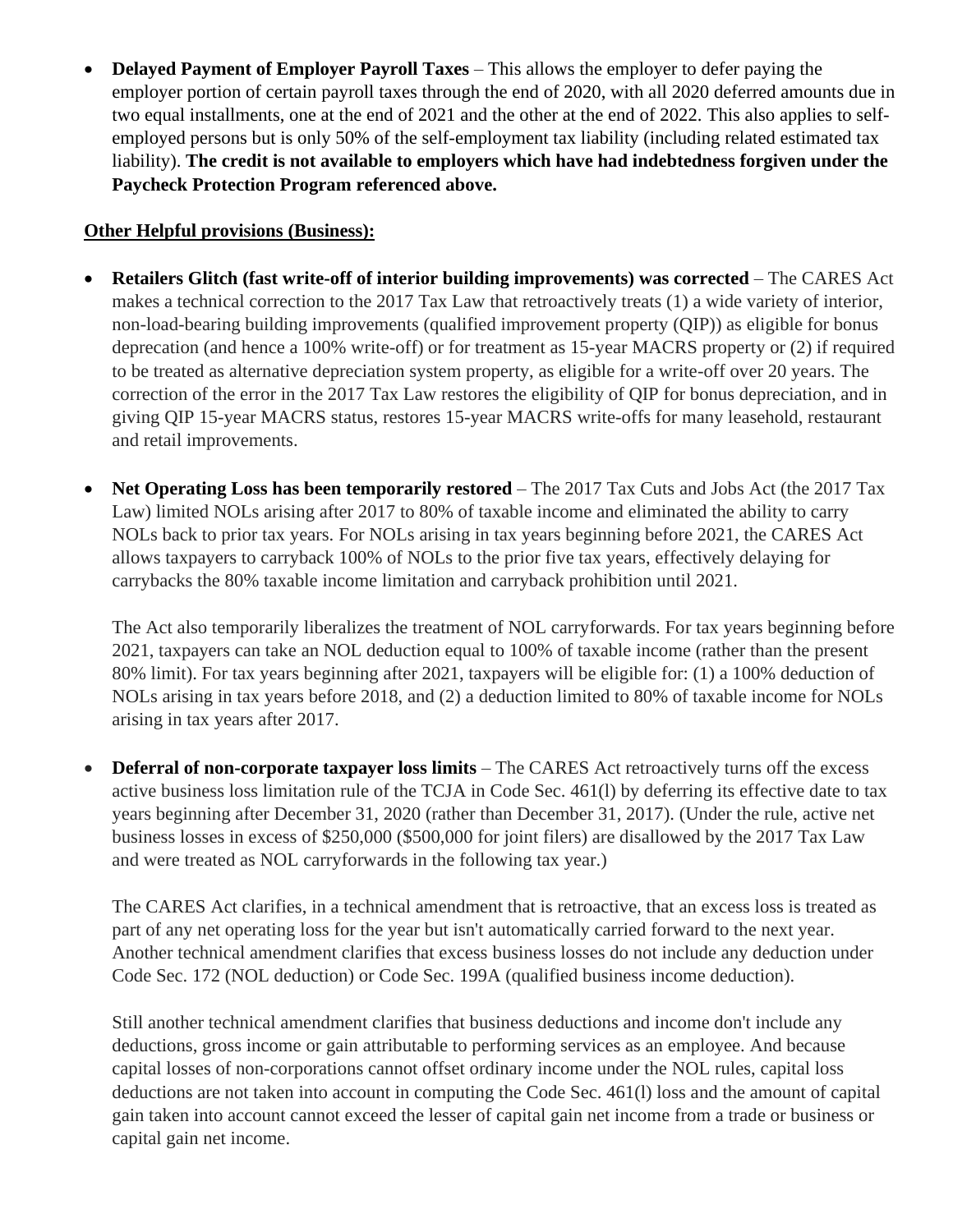- **Delayed Payment of Employer Payroll Taxes** – This allows the employer to defer paying the employer portion of certain payroll taxes through the end of 2020, with all 2020 deferred amounts due in two equal installments, one at the end of 2021 and the other at the end of 2022. This also applies to self-employed persons but is only 50% of the self-employment tax liability (including related estimated tax liability). **The credit is not available to employers which have had indebtedness forgiven under the Paycheck Protection Program referenced above.**

**Other Helpful provisions (Business):**

- **Retailers Glitch (fast write-off of interior building improvements) was corrected** – The CARES Act makes a technical correction to the 2017 Tax Law that retroactively treats (1) a wide variety of interior, non-load-bearing building improvements (qualified improvement property (QIP)) as eligible for bonus deprecation (and hence a 100% write-off) or for treatment as 15-year MACRS property or (2) if required to be treated as alternative depreciation system property, as eligible for a write-off over 20 years. The correction of the error in the 2017 Tax Law restores the eligibility of QIP for bonus depreciation, and in giving QIP 15-year MACRS status, restores 15-year MACRS write-offs for many leasehold, restaurant and retail improvements.

- **Net Operating Loss has been temporarily restored** – The 2017 Tax Cuts and Jobs Act (the 2017 Tax Law) limited NOLs arising after 2017 to 80% of taxable income and eliminated the ability to carry NOLs back to prior tax years. For NOLs arising in tax years beginning before 2021, the CARES Act allows taxpayers to carryback 100% of NOLs to the prior five tax years, effectively delaying for carrybacks the 80% taxable income limitation and carryback prohibition until 2021.

  The Act also temporarily liberalizes the treatment of NOL carryforwards. For tax years beginning before 2021, taxpayers can take an NOL deduction equal to 100% of taxable income (rather than the present 80% limit). For tax years beginning after 2021, taxpayers will be eligible for: (1) a 100% deduction of NOLs arising in tax years before 2018, and (2) a deduction limited to 80% of taxable income for NOLs arising in tax years after 2017.

- **Deferral of non-corporate taxpayer loss limits** – The CARES Act retroactively turns off the excess active business loss limitation rule of the TCJA in Code Sec. 461(l) by deferring its effective date to tax years beginning after December 31, 2020 (rather than December 31, 2017). (Under the rule, active net business losses in excess of $250,000 ($500,000 for joint filers) are disallowed by the 2017 Tax Law and were treated as NOL carryforwards in the following tax year.)

  The CARES Act clarifies, in a technical amendment that is retroactive, that an excess loss is treated as part of any net operating loss for the year but isn't automatically carried forward to the next year. Another technical amendment clarifies that excess business losses do not include any deduction under Code Sec. 172 (NOL deduction) or Code Sec. 199A (qualified business income deduction).

  Still another technical amendment clarifies that business deductions and income don't include any deductions, gross income or gain attributable to performing services as an employee. And because capital losses of non-corporations cannot offset ordinary income under the NOL rules, capital loss deductions are not taken into account in computing the Code Sec. 461(l) loss and the amount of capital gain taken into account cannot exceed the lesser of capital gain net income from a trade or business or capital gain net income.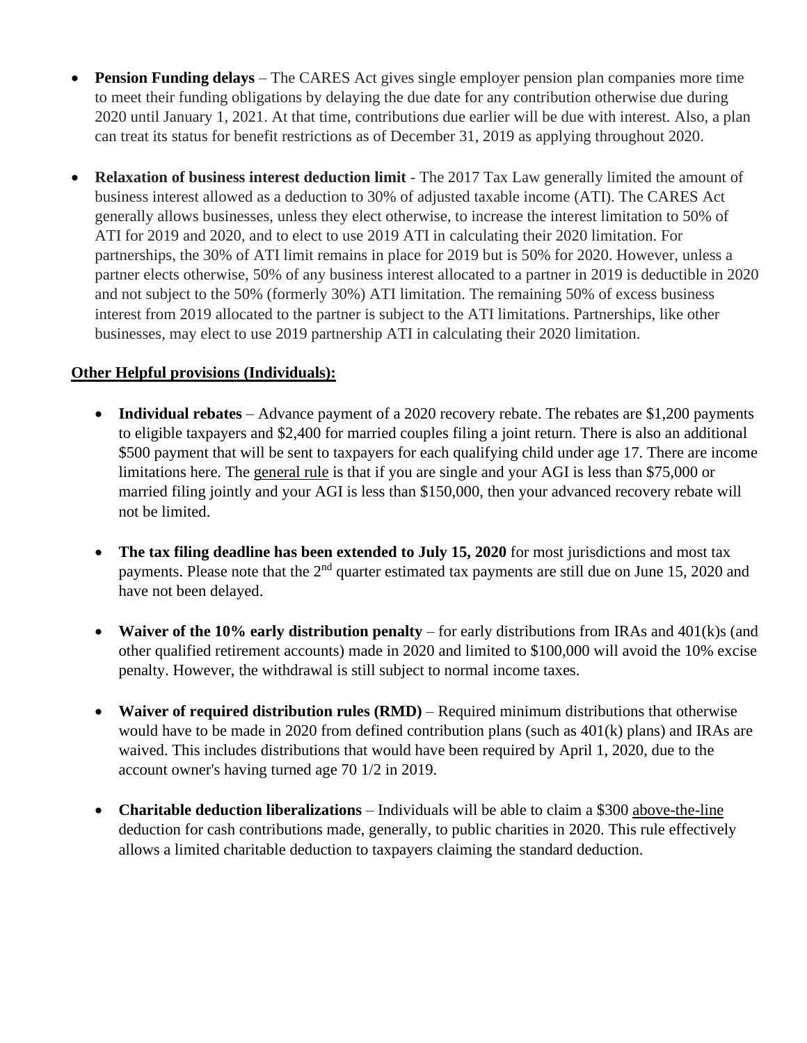- **Pension Funding delays** – The CARES Act gives single employer pension plan companies more time to meet their funding obligations by delaying the due date for any contribution otherwise due during 2020 until January 1, 2021. At that time, contributions due earlier will be due with interest. Also, a plan can treat its status for benefit restrictions as of December 31, 2019 as applying throughout 2020.

- **Relaxation of business interest deduction limit** - The 2017 Tax Law generally limited the amount of business interest allowed as a deduction to 30% of adjusted taxable income (ATI). The CARES Act generally allows businesses, unless they elect otherwise, to increase the interest limitation to 50% of ATI for 2019 and 2020, and to elect to use 2019 ATI in calculating their 2020 limitation. For partnerships, the 30% of ATI limit remains in place for 2019 but is 50% for 2020. However, unless a partner elects otherwise, 50% of any business interest allocated to a partner in 2019 is deductible in 2020 and not subject to the 50% (formerly 30%) ATI limitation. The remaining 50% of excess business interest from 2019 allocated to the partner is subject to the ATI limitations. Partnerships, like other businesses, may elect to use 2019 partnership ATI in calculating their 2020 limitation.

**Other Helpful provisions (Individuals):**

- **Individual rebates** – Advance payment of a 2020 recovery rebate. The rebates are $1,200 payments to eligible taxpayers and $2,400 for married couples filing a joint return. There is also an additional $500 payment that will be sent to taxpayers for each qualifying child under age 17. There are income limitations here. The general rule is that if you are single and your AGI is less than $75,000 or married filing jointly and your AGI is less than $150,000, then your advanced recovery rebate will not be limited.

- **The tax filing deadline has been extended to July 15, 2020** for most jurisdictions and most tax payments. Please note that the 2nd quarter estimated tax payments are still due on June 15, 2020 and have not been delayed.

- **Waiver of the 10% early distribution penalty** – for early distributions from IRAs and 401(k)s (and other qualified retirement accounts) made in 2020 and limited to $100,000 will avoid the 10% excise penalty. However, the withdrawal is still subject to normal income taxes.

- **Waiver of required distribution rules (RMD)** – Required minimum distributions that otherwise would have to be made in 2020 from defined contribution plans (such as 401(k) plans) and IRAs are waived. This includes distributions that would have been required by April 1, 2020, due to the account owner's having turned age 70 1/2 in 2019.

- **Charitable deduction liberalizations** – Individuals will be able to claim a $300 above-the-line deduction for cash contributions made, generally, to public charities in 2020. This rule effectively allows a limited charitable deduction to taxpayers claiming the standard deduction.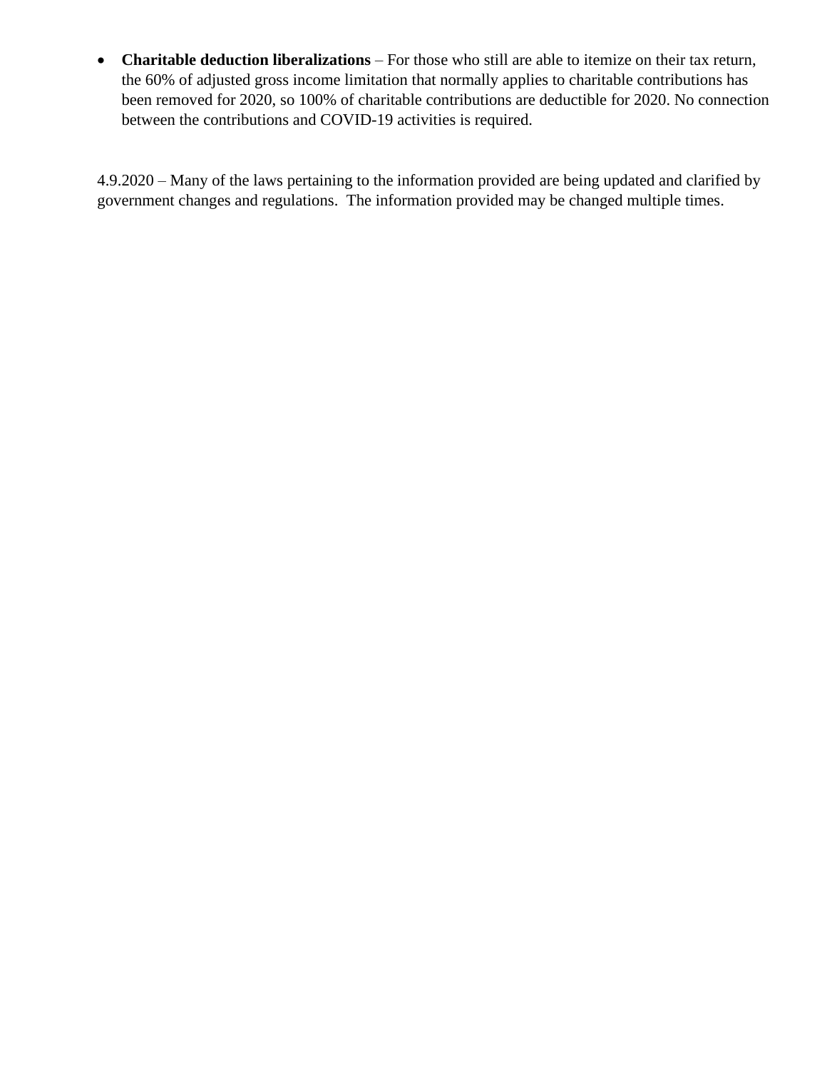- **Charitable deduction liberalizations** – For those who still are able to itemize on their tax return, the 60% of adjusted gross income limitation that normally applies to charitable contributions has been removed for 2020, so 100% of charitable contributions are deductible for 2020. No connection between the contributions and COVID-19 activities is required.

4.9.2020 – Many of the laws pertaining to the information provided are being updated and clarified by government changes and regulations. The information provided may be changed multiple times.